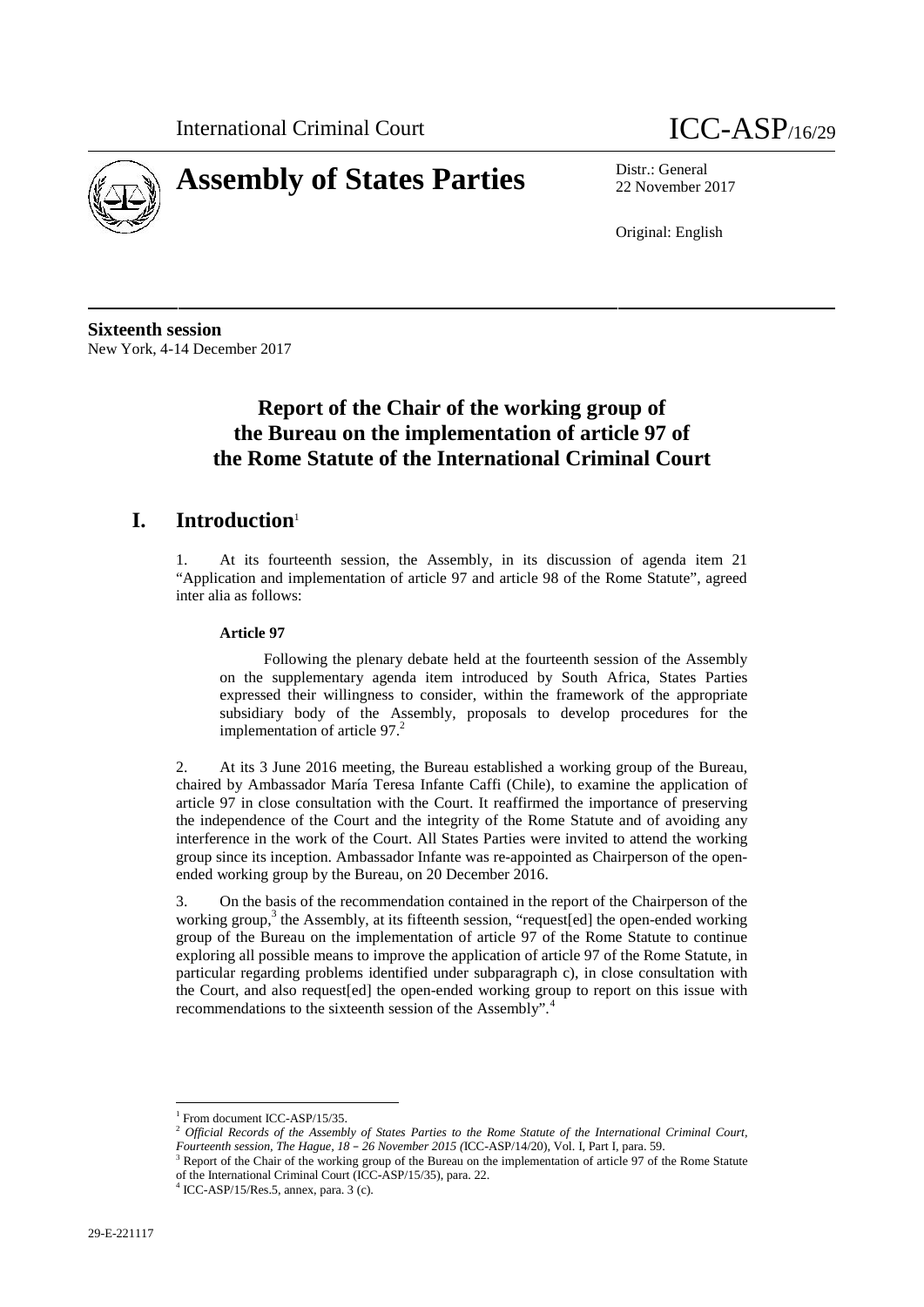International Criminal Court ICC-ASP/16/29

# Assembly of States Parties

Distr.: General
22 November 2017

Original: English

**Sixteenth session**
New York, 4-14 December 2017

# Report of the Chair of the working group of the Bureau on the implementation of article 97 of the Rome Statute of the International Criminal Court

## I. Introduction[1]

1. At its fourteenth session, the Assembly, in its discussion of agenda item 21 "Application and implementation of article 97 and article 98 of the Rome Statute", agreed inter alia as follows:

**Article 97**

Following the plenary debate held at the fourteenth session of the Assembly on the supplementary agenda item introduced by South Africa, States Parties expressed their willingness to consider, within the framework of the appropriate subsidiary body of the Assembly, proposals to develop procedures for the implementation of article 97.[2]

2. At its 3 June 2016 meeting, the Bureau established a working group of the Bureau, chaired by Ambassador María Teresa Infante Caffi (Chile), to examine the application of article 97 in close consultation with the Court. It reaffirmed the importance of preserving the independence of the Court and the integrity of the Rome Statute and of avoiding any interference in the work of the Court. All States Parties were invited to attend the working group since its inception. Ambassador Infante was re-appointed as Chairperson of the open-ended working group by the Bureau, on 20 December 2016.

3. On the basis of the recommendation contained in the report of the Chairperson of the working group,[3] the Assembly, at its fifteenth session, "request[ed] the open-ended working group of the Bureau on the implementation of article 97 of the Rome Statute to continue exploring all possible means to improve the application of article 97 of the Rome Statute, in particular regarding problems identified under subparagraph c), in close consultation with the Court, and also request[ed] the open-ended working group to report on this issue with recommendations to the sixteenth session of the Assembly".[4]

---

[1] From document ICC-ASP/15/35.

[2] *Official Records of the Assembly of States Parties to the Rome Statute of the International Criminal Court, Fourteenth session, The Hague, 18 – 26 November 2015 (*ICC-ASP/14/20), Vol. I, Part I, para. 59.

[3] Report of the Chair of the working group of the Bureau on the implementation of article 97 of the Rome Statute of the International Criminal Court (ICC-ASP/15/35), para. 22.

[4] ICC-ASP/15/Res.5, annex, para. 3 (c).

29-E-221117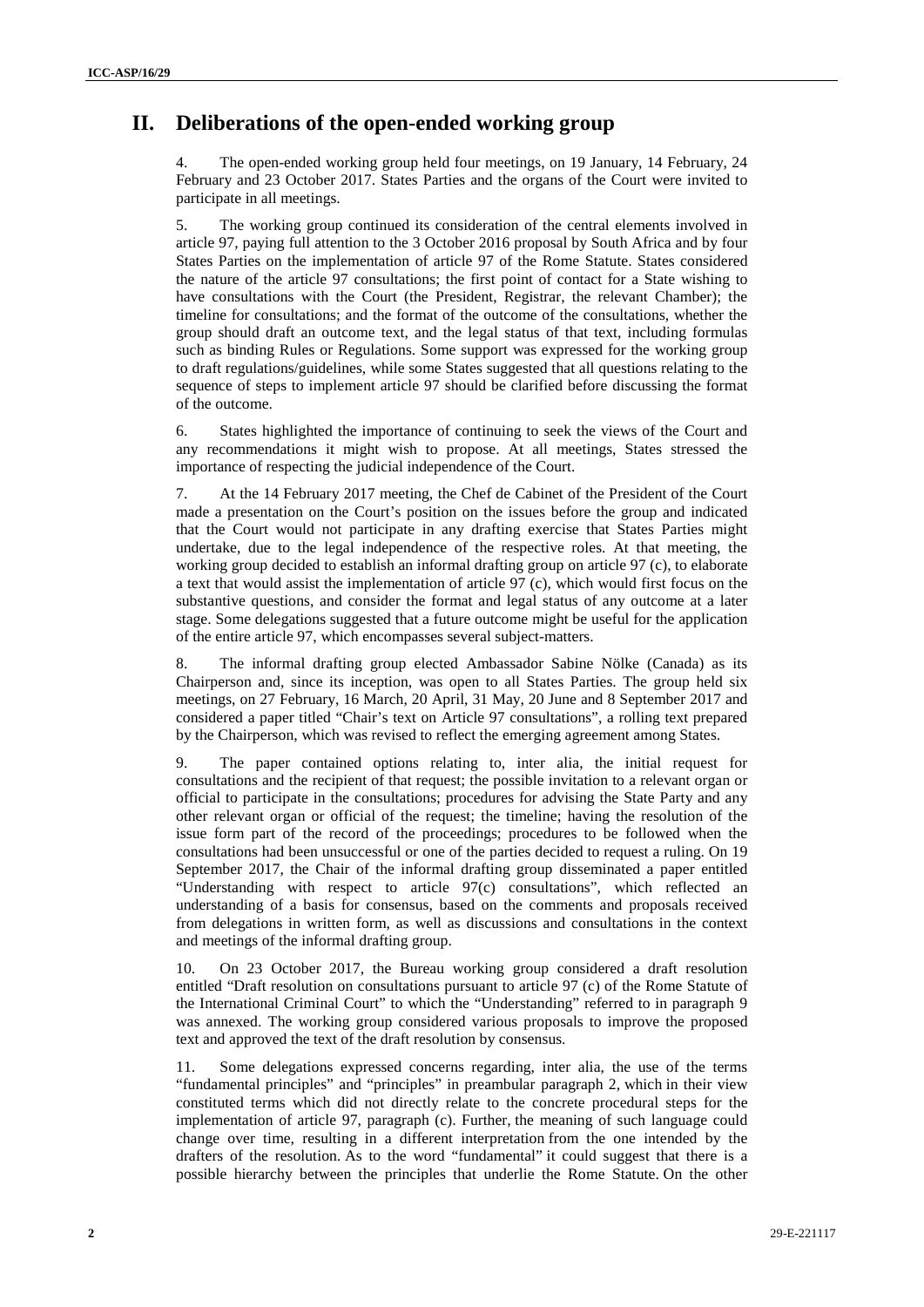# II. Deliberations of the open-ended working group

4. The open-ended working group held four meetings, on 19 January, 14 February, 24 February and 23 October 2017. States Parties and the organs of the Court were invited to participate in all meetings.

5. The working group continued its consideration of the central elements involved in article 97, paying full attention to the 3 October 2016 proposal by South Africa and by four States Parties on the implementation of article 97 of the Rome Statute. States considered the nature of the article 97 consultations; the first point of contact for a State wishing to have consultations with the Court (the President, Registrar, the relevant Chamber); the timeline for consultations; and the format of the outcome of the consultations, whether the group should draft an outcome text, and the legal status of that text, including formulas such as binding Rules or Regulations. Some support was expressed for the working group to draft regulations/guidelines, while some States suggested that all questions relating to the sequence of steps to implement article 97 should be clarified before discussing the format of the outcome.

6. States highlighted the importance of continuing to seek the views of the Court and any recommendations it might wish to propose. At all meetings, States stressed the importance of respecting the judicial independence of the Court.

7. At the 14 February 2017 meeting, the Chef de Cabinet of the President of the Court made a presentation on the Court's position on the issues before the group and indicated that the Court would not participate in any drafting exercise that States Parties might undertake, due to the legal independence of the respective roles. At that meeting, the working group decided to establish an informal drafting group on article 97 (c), to elaborate a text that would assist the implementation of article 97 (c), which would first focus on the substantive questions, and consider the format and legal status of any outcome at a later stage. Some delegations suggested that a future outcome might be useful for the application of the entire article 97, which encompasses several subject-matters.

8. The informal drafting group elected Ambassador Sabine Nölke (Canada) as its Chairperson and, since its inception, was open to all States Parties. The group held six meetings, on 27 February, 16 March, 20 April, 31 May, 20 June and 8 September 2017 and considered a paper titled "Chair's text on Article 97 consultations", a rolling text prepared by the Chairperson, which was revised to reflect the emerging agreement among States.

9. The paper contained options relating to, inter alia, the initial request for consultations and the recipient of that request; the possible invitation to a relevant organ or official to participate in the consultations; procedures for advising the State Party and any other relevant organ or official of the request; the timeline; having the resolution of the issue form part of the record of the proceedings; procedures to be followed when the consultations had been unsuccessful or one of the parties decided to request a ruling. On 19 September 2017, the Chair of the informal drafting group disseminated a paper entitled "Understanding with respect to article 97(c) consultations", which reflected an understanding of a basis for consensus, based on the comments and proposals received from delegations in written form, as well as discussions and consultations in the context and meetings of the informal drafting group.

10. On 23 October 2017, the Bureau working group considered a draft resolution entitled "Draft resolution on consultations pursuant to article 97 (c) of the Rome Statute of the International Criminal Court" to which the "Understanding" referred to in paragraph 9 was annexed. The working group considered various proposals to improve the proposed text and approved the text of the draft resolution by consensus.

11. Some delegations expressed concerns regarding, inter alia, the use of the terms "fundamental principles" and "principles" in preambular paragraph 2, which in their view constituted terms which did not directly relate to the concrete procedural steps for the implementation of article 97, paragraph (c). Further, the meaning of such language could change over time, resulting in a different interpretation from the one intended by the drafters of the resolution. As to the word "fundamental" it could suggest that there is a possible hierarchy between the principles that underlie the Rome Statute. On the other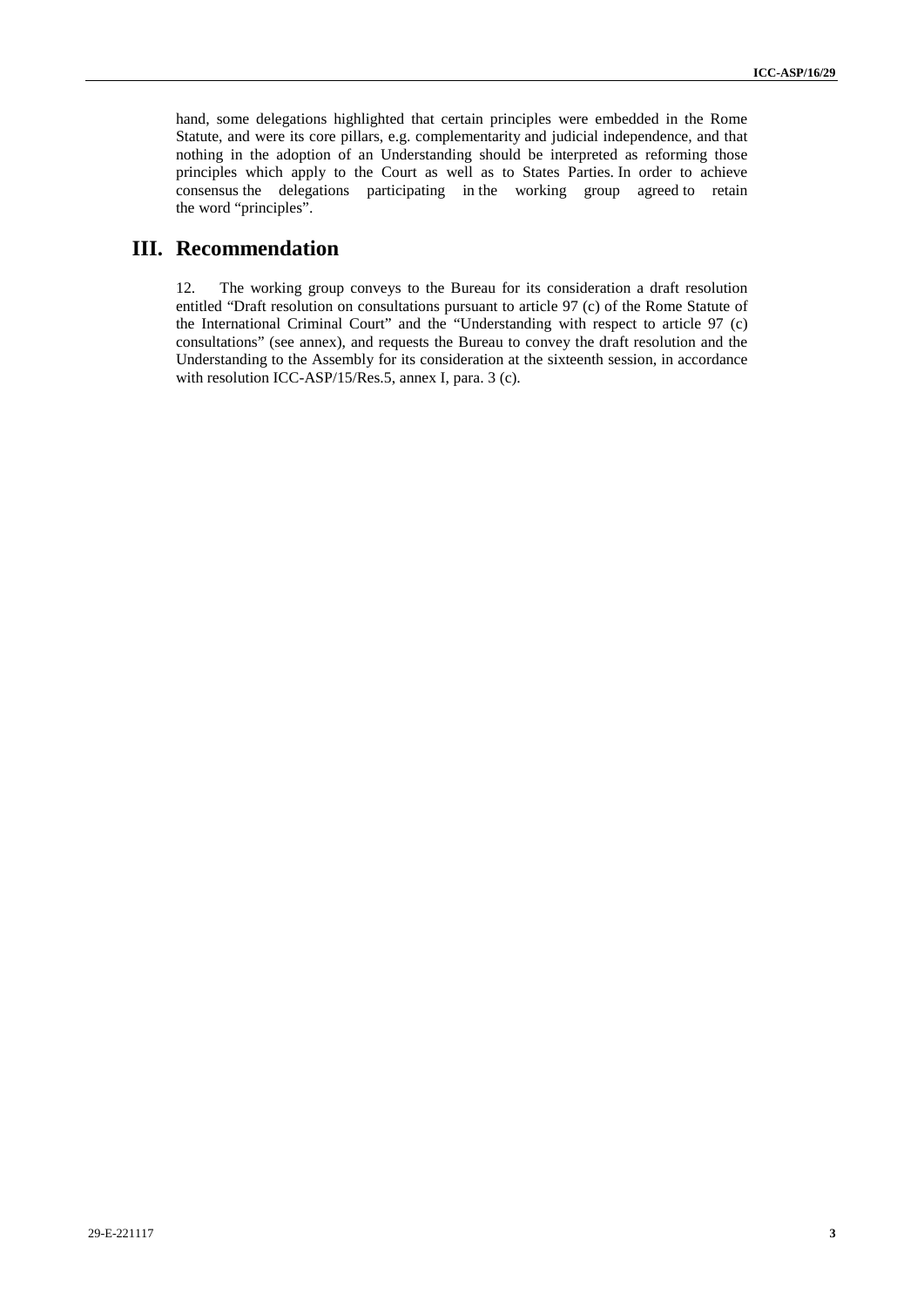hand, some delegations highlighted that certain principles were embedded in the Rome Statute, and were its core pillars, e.g. complementarity and judicial independence, and that nothing in the adoption of an Understanding should be interpreted as reforming those principles which apply to the Court as well as to States Parties. In order to achieve consensus the delegations participating in the working group agreed to retain the word "principles".

## III. Recommendation

12. The working group conveys to the Bureau for its consideration a draft resolution entitled "Draft resolution on consultations pursuant to article 97 (c) of the Rome Statute of the International Criminal Court" and the "Understanding with respect to article 97 (c) consultations" (see annex), and requests the Bureau to convey the draft resolution and the Understanding to the Assembly for its consideration at the sixteenth session, in accordance with resolution ICC-ASP/15/Res.5, annex I, para. 3 (c).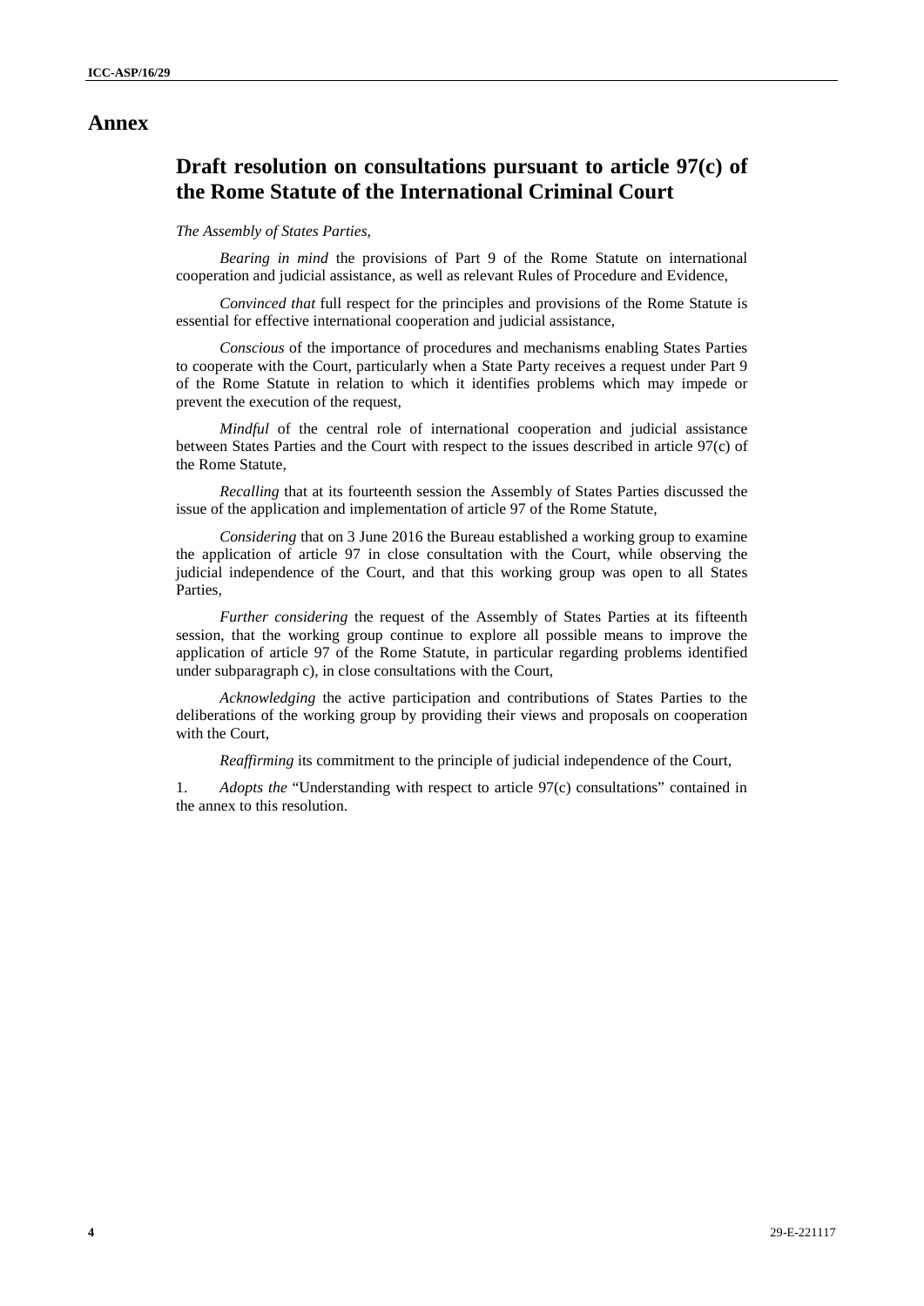# Annex

## Draft resolution on consultations pursuant to article 97(c) of the Rome Statute of the International Criminal Court

*The Assembly of States Parties,*

*Bearing in mind* the provisions of Part 9 of the Rome Statute on international cooperation and judicial assistance, as well as relevant Rules of Procedure and Evidence,

*Convinced that* full respect for the principles and provisions of the Rome Statute is essential for effective international cooperation and judicial assistance,

*Conscious* of the importance of procedures and mechanisms enabling States Parties to cooperate with the Court, particularly when a State Party receives a request under Part 9 of the Rome Statute in relation to which it identifies problems which may impede or prevent the execution of the request,

*Mindful* of the central role of international cooperation and judicial assistance between States Parties and the Court with respect to the issues described in article 97(c) of the Rome Statute,

*Recalling* that at its fourteenth session the Assembly of States Parties discussed the issue of the application and implementation of article 97 of the Rome Statute,

*Considering* that on 3 June 2016 the Bureau established a working group to examine the application of article 97 in close consultation with the Court, while observing the judicial independence of the Court, and that this working group was open to all States Parties,

*Further considering* the request of the Assembly of States Parties at its fifteenth session, that the working group continue to explore all possible means to improve the application of article 97 of the Rome Statute, in particular regarding problems identified under subparagraph c), in close consultations with the Court,

*Acknowledging* the active participation and contributions of States Parties to the deliberations of the working group by providing their views and proposals on cooperation with the Court,

*Reaffirming* its commitment to the principle of judicial independence of the Court,

1. *Adopts the* "Understanding with respect to article 97(c) consultations" contained in the annex to this resolution.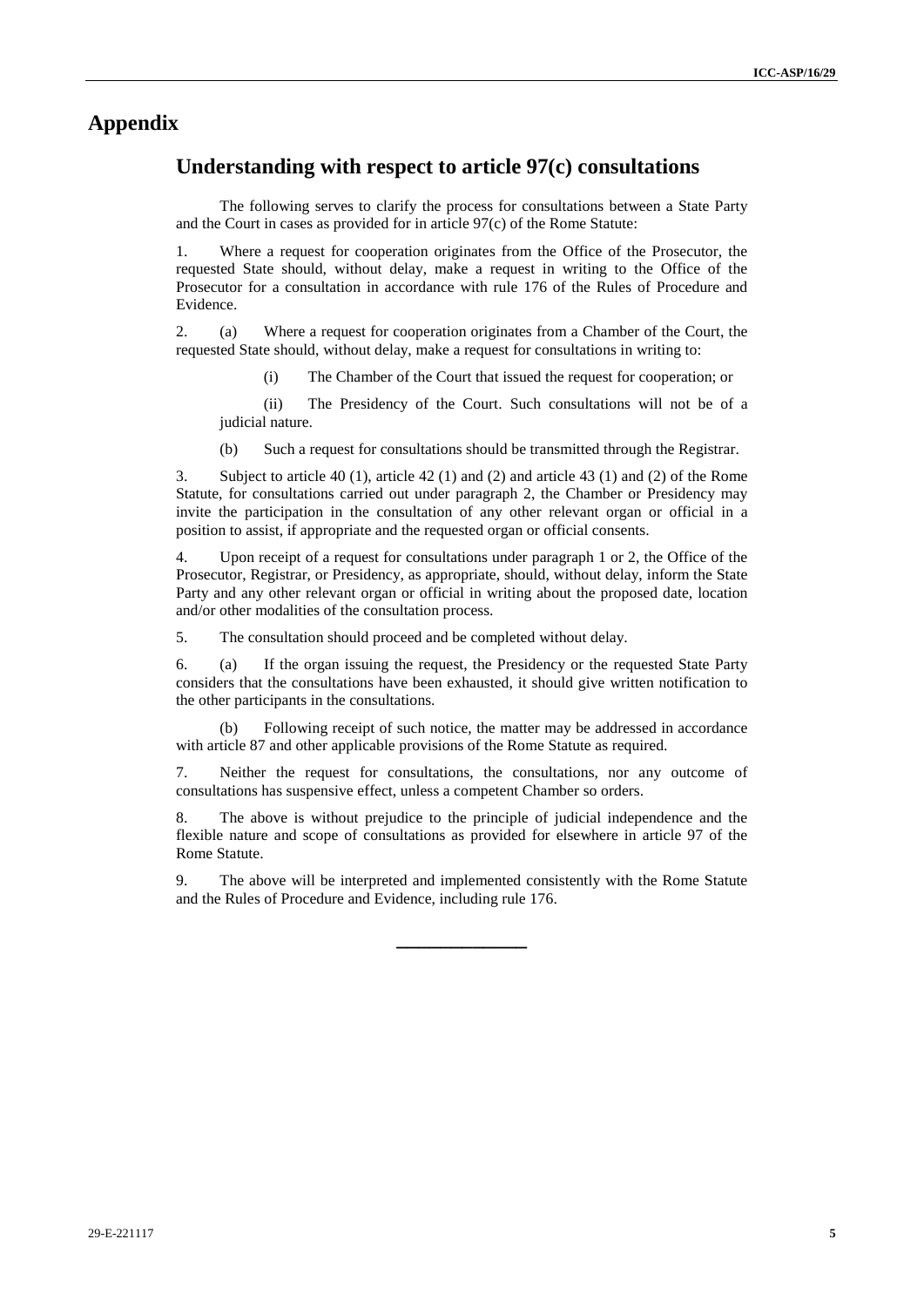# Appendix

## Understanding with respect to article 97(c) consultations

The following serves to clarify the process for consultations between a State Party and the Court in cases as provided for in article 97(c) of the Rome Statute:

1. Where a request for cooperation originates from the Office of the Prosecutor, the requested State should, without delay, make a request in writing to the Office of the Prosecutor for a consultation in accordance with rule 176 of the Rules of Procedure and Evidence.

2. (a) Where a request for cooperation originates from a Chamber of the Court, the requested State should, without delay, make a request for consultations in writing to:

   (i) The Chamber of the Court that issued the request for cooperation; or

   (ii) The Presidency of the Court. Such consultations will not be of a judicial nature.

   (b) Such a request for consultations should be transmitted through the Registrar.

3. Subject to article 40 (1), article 42 (1) and (2) and article 43 (1) and (2) of the Rome Statute, for consultations carried out under paragraph 2, the Chamber or Presidency may invite the participation in the consultation of any other relevant organ or official in a position to assist, if appropriate and the requested organ or official consents.

4. Upon receipt of a request for consultations under paragraph 1 or 2, the Office of the Prosecutor, Registrar, or Presidency, as appropriate, should, without delay, inform the State Party and any other relevant organ or official in writing about the proposed date, location and/or other modalities of the consultation process.

5. The consultation should proceed and be completed without delay.

6. (a) If the organ issuing the request, the Presidency or the requested State Party considers that the consultations have been exhausted, it should give written notification to the other participants in the consultations.

   (b) Following receipt of such notice, the matter may be addressed in accordance with article 87 and other applicable provisions of the Rome Statute as required.

7. Neither the request for consultations, the consultations, nor any outcome of consultations has suspensive effect, unless a competent Chamber so orders.

8. The above is without prejudice to the principle of judicial independence and the flexible nature and scope of consultations as provided for elsewhere in article 97 of the Rome Statute.

9. The above will be interpreted and implemented consistently with the Rome Statute and the Rules of Procedure and Evidence, including rule 176.

---